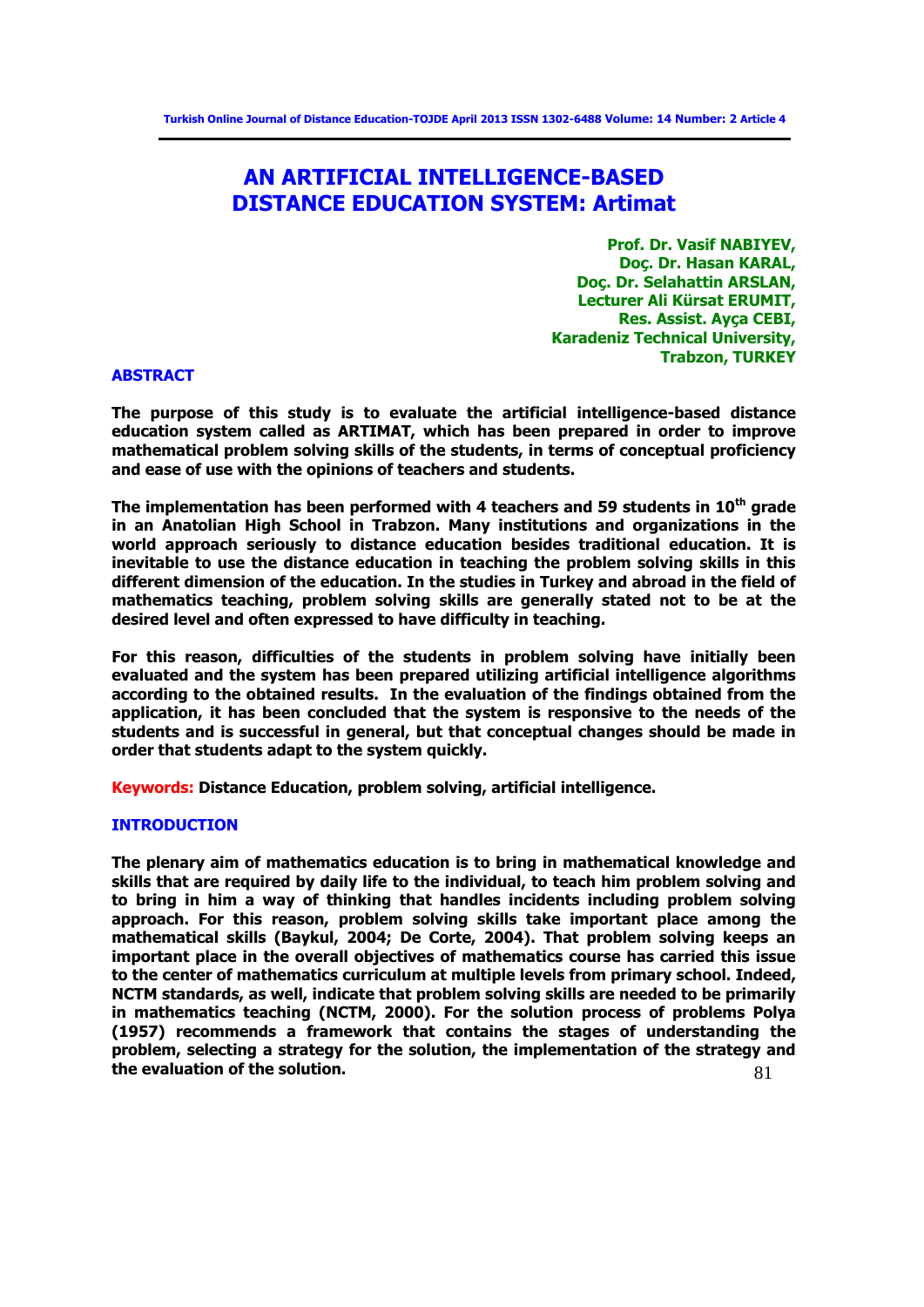# AN ARTIFICIAL INTELLIGENCE-BASED DISTANCE EDUCATION SYSTEM: Artimat

**Prof. Dr. Vasif NABIYEV,**
**Doç. Dr. Hasan KARAL,**
**Doç. Dr. Selahattin ARSLAN,**
**Lecturer Ali Kürsat ERUMIT,**
**Res. Assist. Ayça CEBI,**
**Karadeniz Technical University,**
**Trabzon, TURKEY**

## ABSTRACT

**The purpose of this study is to evaluate the artificial intelligence-based distance education system called as ARTIMAT, which has been prepared in order to improve mathematical problem solving skills of the students, in terms of conceptual proficiency and ease of use with the opinions of teachers and students.**

**The implementation has been performed with 4 teachers and 59 students in 10th grade in an Anatolian High School in Trabzon. Many institutions and organizations in the world approach seriously to distance education besides traditional education. It is inevitable to use the distance education in teaching the problem solving skills in this different dimension of the education. In the studies in Turkey and abroad in the field of mathematics teaching, problem solving skills are generally stated not to be at the desired level and often expressed to have difficulty in teaching.**

**For this reason, difficulties of the students in problem solving have initially been evaluated and the system has been prepared utilizing artificial intelligence algorithms according to the obtained results. In the evaluation of the findings obtained from the application, it has been concluded that the system is responsive to the needs of the students and is successful in general, but that conceptual changes should be made in order that students adapt to the system quickly.**

**Keywords:** **Distance Education, problem solving, artificial intelligence.**

## INTRODUCTION

**The plenary aim of mathematics education is to bring in mathematical knowledge and skills that are required by daily life to the individual, to teach him problem solving and to bring in him a way of thinking that handles incidents including problem solving approach. For this reason, problem solving skills take important place among the mathematical skills (Baykul, 2004; De Corte, 2004). That problem solving keeps an important place in the overall objectives of mathematics course has carried this issue to the center of mathematics curriculum at multiple levels from primary school. Indeed, NCTM standards, as well, indicate that problem solving skills are needed to be primarily in mathematics teaching (NCTM, 2000). For the solution process of problems Polya (1957) recommends a framework that contains the stages of understanding the problem, selecting a strategy for the solution, the implementation of the strategy and the evaluation of the solution.**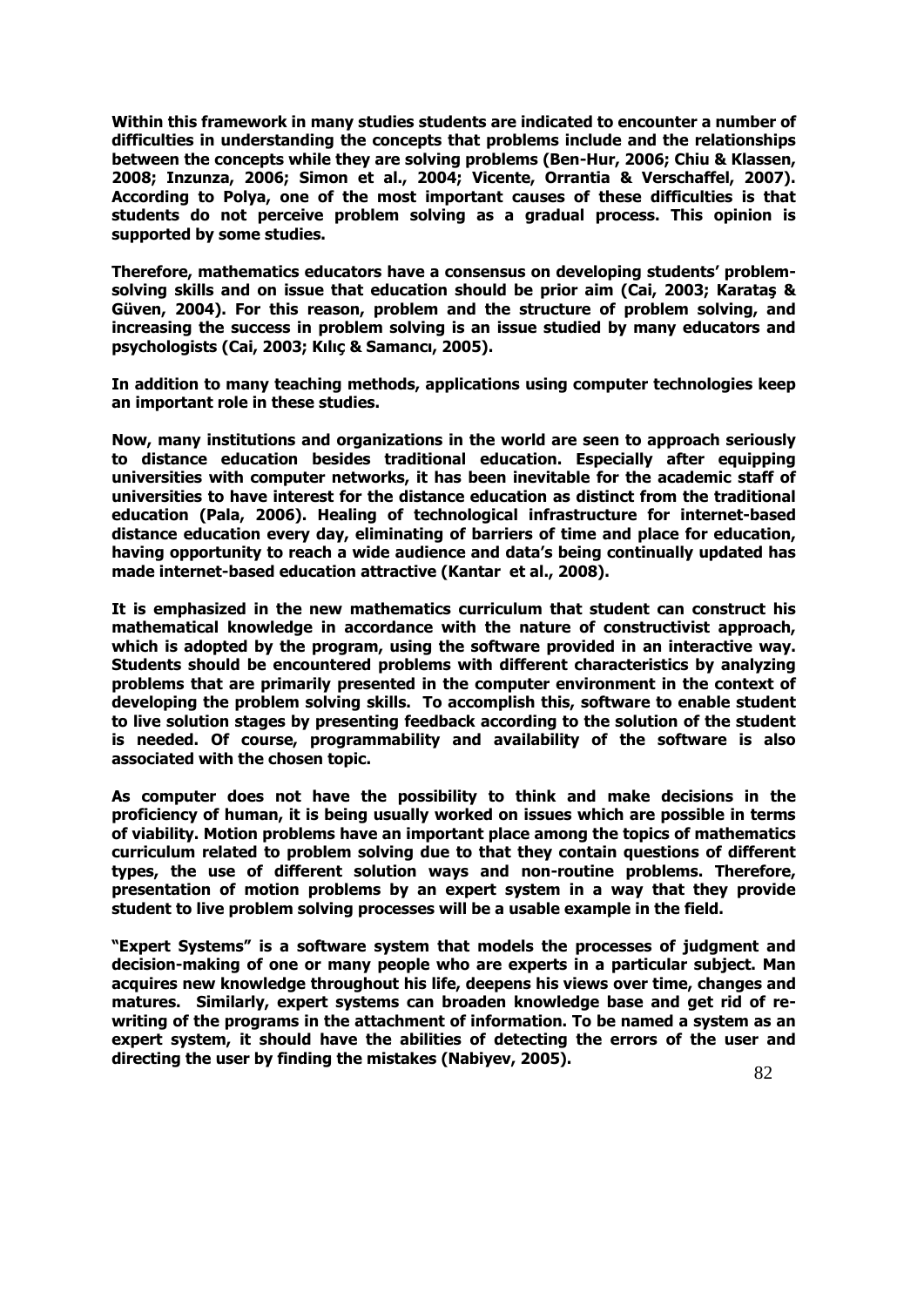Within this framework in many studies students are indicated to encounter a number of difficulties in understanding the concepts that problems include and the relationships between the concepts while they are solving problems (Ben-Hur, 2006; Chiu & Klassen, 2008; Inzunza, 2006; Simon et al., 2004; Vicente, Orrantia & Verschaffel, 2007). According to Polya, one of the most important causes of these difficulties is that students do not perceive problem solving as a gradual process. This opinion is supported by some studies.

Therefore, mathematics educators have a consensus on developing students' problem-solving skills and on issue that education should be prior aim (Cai, 2003; Karataş & Güven, 2004). For this reason, problem and the structure of problem solving, and increasing the success in problem solving is an issue studied by many educators and psychologists (Cai, 2003; Kılıç & Samancı, 2005).

In addition to many teaching methods, applications using computer technologies keep an important role in these studies.

Now, many institutions and organizations in the world are seen to approach seriously to distance education besides traditional education. Especially after equipping universities with computer networks, it has been inevitable for the academic staff of universities to have interest for the distance education as distinct from the traditional education (Pala, 2006). Healing of technological infrastructure for internet-based distance education every day, eliminating of barriers of time and place for education, having opportunity to reach a wide audience and data's being continually updated has made internet-based education attractive (Kantar et al., 2008).

It is emphasized in the new mathematics curriculum that student can construct his mathematical knowledge in accordance with the nature of constructivist approach, which is adopted by the program, using the software provided in an interactive way. Students should be encountered problems with different characteristics by analyzing problems that are primarily presented in the computer environment in the context of developing the problem solving skills. To accomplish this, software to enable student to live solution stages by presenting feedback according to the solution of the student is needed. Of course, programmability and availability of the software is also associated with the chosen topic.

As computer does not have the possibility to think and make decisions in the proficiency of human, it is being usually worked on issues which are possible in terms of viability. Motion problems have an important place among the topics of mathematics curriculum related to problem solving due to that they contain questions of different types, the use of different solution ways and non-routine problems. Therefore, presentation of motion problems by an expert system in a way that they provide student to live problem solving processes will be a usable example in the field.

"Expert Systems" is a software system that models the processes of judgment and decision-making of one or many people who are experts in a particular subject. Man acquires new knowledge throughout his life, deepens his views over time, changes and matures. Similarly, expert systems can broaden knowledge base and get rid of re-writing of the programs in the attachment of information. To be named a system as an expert system, it should have the abilities of detecting the errors of the user and directing the user by finding the mistakes (Nabiyev, 2005).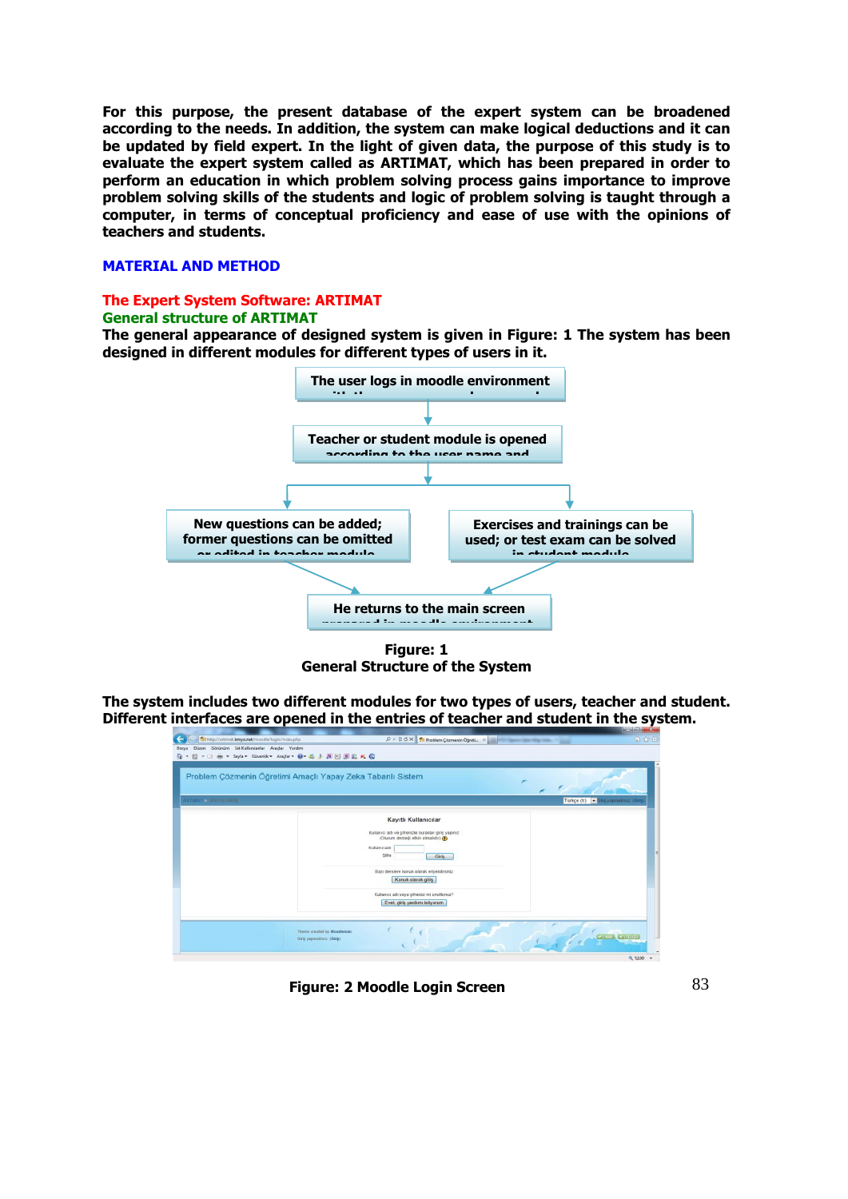**For this purpose, the present database of the expert system can be broadened according to the needs. In addition, the system can make logical deductions and it can be updated by field expert. In the light of given data, the purpose of this study is to evaluate the expert system called as ARTIMAT, which has been prepared in order to perform an education in which problem solving process gains importance to improve problem solving skills of the students and logic of problem solving is taught through a computer, in terms of conceptual proficiency and ease of use with the opinions of teachers and students.**

## MATERIAL AND METHOD

### The Expert System Software: ARTIMAT

#### General structure of ARTIMAT

**The general appearance of designed system is given in Figure: 1 The system has been designed in different modules for different types of users in it.**

The user logs in moodle environment

Teacher or student module is opened according to the user name and

New questions can be added; former questions can be omitted or edited in teacher module

Exercises and trainings can be used; or test exam can be solved in student module

He returns to the main screen prepared in moodle environment

**Figure: 1**
**General Structure of the System**

**The system includes two different modules for two types of users, teacher and student. Different interfaces are opened in the entries of teacher and student in the system.**

**Figure: 2 Moodle Login Screen**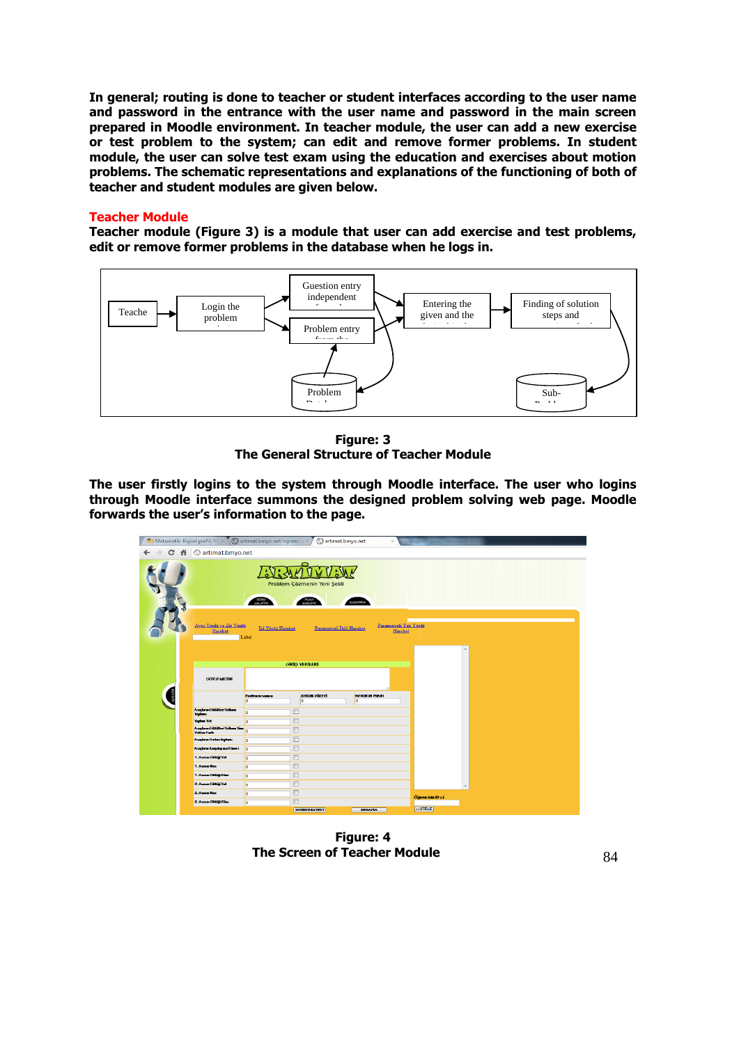In general; routing is done to teacher or student interfaces according to the user name and password in the entrance with the user name and password in the main screen prepared in Moodle environment. In teacher module, the user can add a new exercise or test problem to the system; can edit and remove former problems. In student module, the user can solve test exam using the education and exercises about motion problems. The schematic representations and explanations of the functioning of both of teacher and student modules are given below.

## Teacher Module

Teacher module (Figure 3) is a module that user can add exercise and test problems, edit or remove former problems in the database when he logs in.

Figure: 3
The General Structure of Teacher Module

The user firstly logins to the system through Moodle interface. The user who logins through Moodle interface summons the designed problem solving web page. Moodle forwards the user's information to the page.

Figure: 4
The Screen of Teacher Module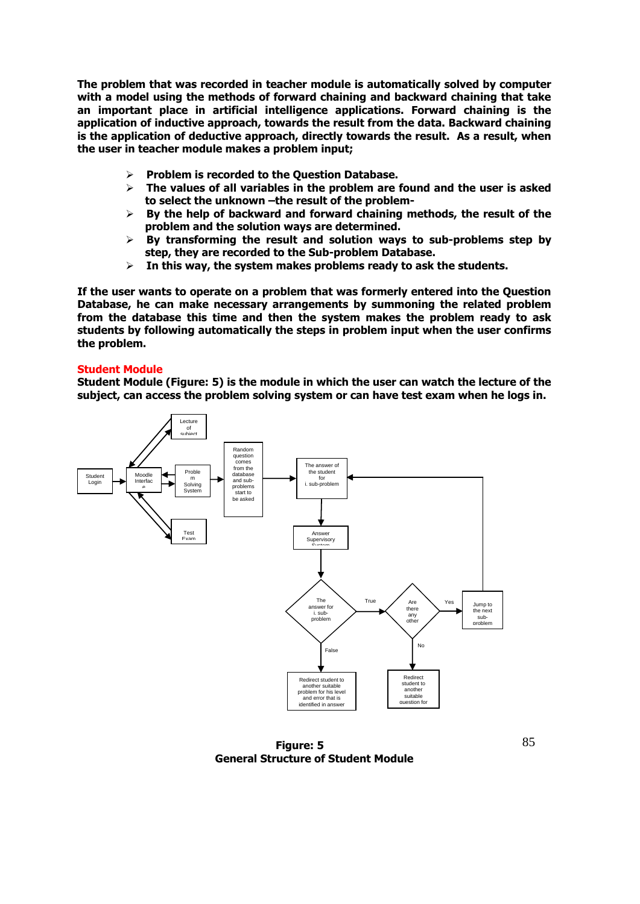**The problem that was recorded in teacher module is automatically solved by computer with a model using the methods of forward chaining and backward chaining that take an important place in artificial intelligence applications. Forward chaining is the application of inductive approach, towards the result from the data. Backward chaining is the application of deductive approach, directly towards the result. As a result, when the user in teacher module makes a problem input;**

- **Problem is recorded to the Question Database.**
- **The values of all variables in the problem are found and the user is asked to select the unknown –the result of the problem-**
- **By the help of backward and forward chaining methods, the result of the problem and the solution ways are determined.**
- **By transforming the result and solution ways to sub-problems step by step, they are recorded to the Sub-problem Database.**
- **In this way, the system makes problems ready to ask the students.**

**If the user wants to operate on a problem that was formerly entered into the Question Database, he can make necessary arrangements by summoning the related problem from the database this time and then the system makes the problem ready to ask students by following automatically the steps in problem input when the user confirms the problem.**

## Student Module

**Student Module (Figure: 5) is the module in which the user can watch the lecture of the subject, can access the problem solving system or can have test exam when he logs in.**

Student Login → Moodle Interface ↔ Lecture of subject; Moodle Interface ↔ Problem Solving System; Moodle Interface ↔ Test Exam

Problem Solving System → Random question comes from the database and sub-problems start to be asked → The answer of the student for i. sub-problem → Answer Supervisory System → The answer for i. sub-problem

- False → Redirect student to another suitable problem for his level and error that is identified in answer
- True → Are there any other
  - Yes → Jump to the next sub-problem → (back to) The answer of the student for i. sub-problem
  - No → Redirect student to another suitable question for

**Figure: 5**
**General Structure of Student Module**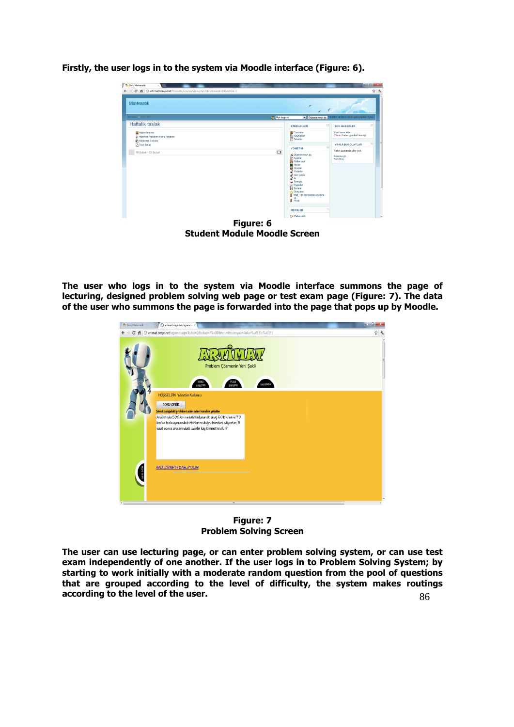**Firstly, the user logs in to the system via Moodle interface (Figure: 6).**

**Figure: 6**
**Student Module Moodle Screen**

**The user who logs in to the system via Moodle interface summons the page of lecturing, designed problem solving web page or test exam page (Figure: 7). The data of the user who summons the page is forwarded into the page that pops up by Moodle.**

**Figure: 7**
**Problem Solving Screen**

**The user can use lecturing page, or can enter problem solving system, or can use test exam independently of one another. If the user logs in to Problem Solving System; by starting to work initially with a moderate random question from the pool of questions that are grouped according to the level of difficulty, the system makes routings according to the level of the user.**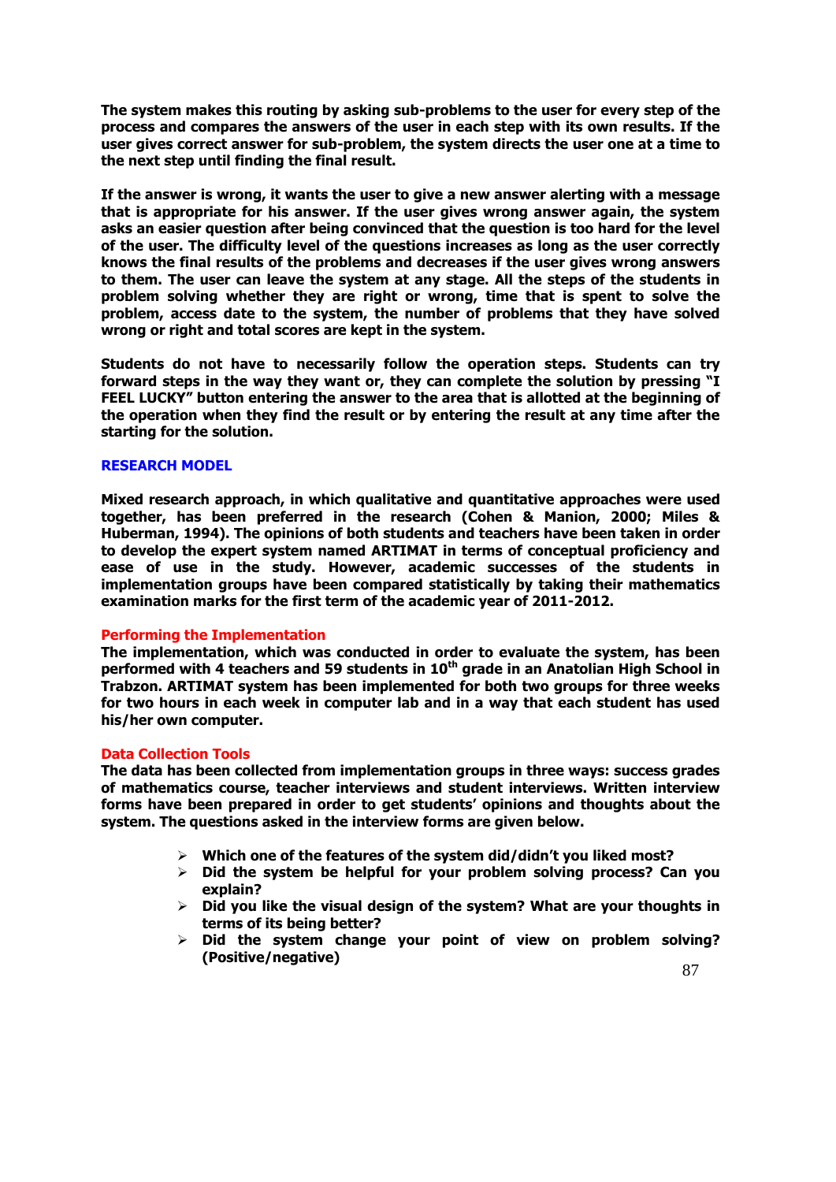**The system makes this routing by asking sub-problems to the user for every step of the process and compares the answers of the user in each step with its own results. If the user gives correct answer for sub-problem, the system directs the user one at a time to the next step until finding the final result.**

**If the answer is wrong, it wants the user to give a new answer alerting with a message that is appropriate for his answer. If the user gives wrong answer again, the system asks an easier question after being convinced that the question is too hard for the level of the user. The difficulty level of the questions increases as long as the user correctly knows the final results of the problems and decreases if the user gives wrong answers to them. The user can leave the system at any stage. All the steps of the students in problem solving whether they are right or wrong, time that is spent to solve the problem, access date to the system, the number of problems that they have solved wrong or right and total scores are kept in the system.**

**Students do not have to necessarily follow the operation steps. Students can try forward steps in the way they want or, they can complete the solution by pressing "I FEEL LUCKY" button entering the answer to the area that is allotted at the beginning of the operation when they find the result or by entering the result at any time after the starting for the solution.**

## RESEARCH MODEL

**Mixed research approach, in which qualitative and quantitative approaches were used together, has been preferred in the research (Cohen & Manion, 2000; Miles & Huberman, 1994). The opinions of both students and teachers have been taken in order to develop the expert system named ARTIMAT in terms of conceptual proficiency and ease of use in the study. However, academic successes of the students in implementation groups have been compared statistically by taking their mathematics examination marks for the first term of the academic year of 2011-2012.**

### Performing the Implementation

**The implementation, which was conducted in order to evaluate the system, has been performed with 4 teachers and 59 students in 10th grade in an Anatolian High School in Trabzon. ARTIMAT system has been implemented for both two groups for three weeks for two hours in each week in computer lab and in a way that each student has used his/her own computer.**

### Data Collection Tools

**The data has been collected from implementation groups in three ways: success grades of mathematics course, teacher interviews and student interviews. Written interview forms have been prepared in order to get students' opinions and thoughts about the system. The questions asked in the interview forms are given below.**

- **Which one of the features of the system did/didn't you liked most?**
- **Did the system be helpful for your problem solving process? Can you explain?**
- **Did you like the visual design of the system? What are your thoughts in terms of its being better?**
- **Did the system change your point of view on problem solving? (Positive/negative)**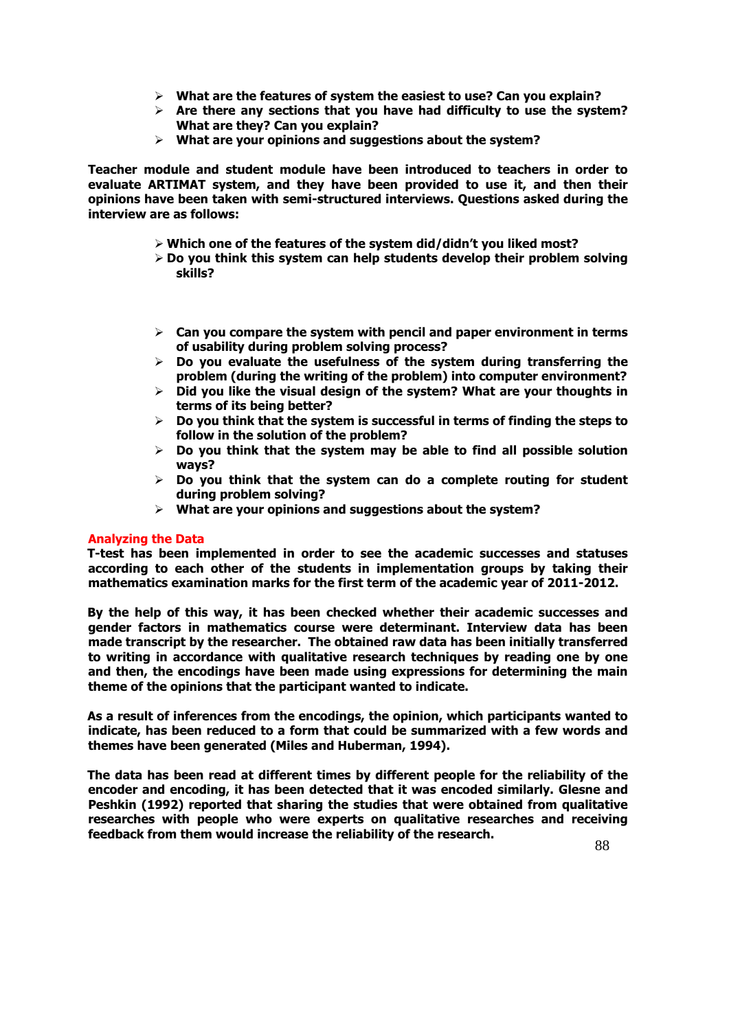- **What are the features of system the easiest to use? Can you explain?**
- **Are there any sections that you have had difficulty to use the system? What are they? Can you explain?**
- **What are your opinions and suggestions about the system?**

**Teacher module and student module have been introduced to teachers in order to evaluate ARTIMAT system, and they have been provided to use it, and then their opinions have been taken with semi-structured interviews. Questions asked during the interview are as follows:**

- **Which one of the features of the system did/didn't you liked most?**
- **Do you think this system can help students develop their problem solving skills?**
- **Can you compare the system with pencil and paper environment in terms of usability during problem solving process?**
- **Do you evaluate the usefulness of the system during transferring the problem (during the writing of the problem) into computer environment?**
- **Did you like the visual design of the system? What are your thoughts in terms of its being better?**
- **Do you think that the system is successful in terms of finding the steps to follow in the solution of the problem?**
- **Do you think that the system may be able to find all possible solution ways?**
- **Do you think that the system can do a complete routing for student during problem solving?**
- **What are your opinions and suggestions about the system?**

## Analyzing the Data

**T-test has been implemented in order to see the academic successes and statuses according to each other of the students in implementation groups by taking their mathematics examination marks for the first term of the academic year of 2011-2012.**

**By the help of this way, it has been checked whether their academic successes and gender factors in mathematics course were determinant. Interview data has been made transcript by the researcher. The obtained raw data has been initially transferred to writing in accordance with qualitative research techniques by reading one by one and then, the encodings have been made using expressions for determining the main theme of the opinions that the participant wanted to indicate.**

**As a result of inferences from the encodings, the opinion, which participants wanted to indicate, has been reduced to a form that could be summarized with a few words and themes have been generated (Miles and Huberman, 1994).**

**The data has been read at different times by different people for the reliability of the encoder and encoding, it has been detected that it was encoded similarly. Glesne and Peshkin (1992) reported that sharing the studies that were obtained from qualitative researches with people who were experts on qualitative researches and receiving feedback from them would increase the reliability of the research.**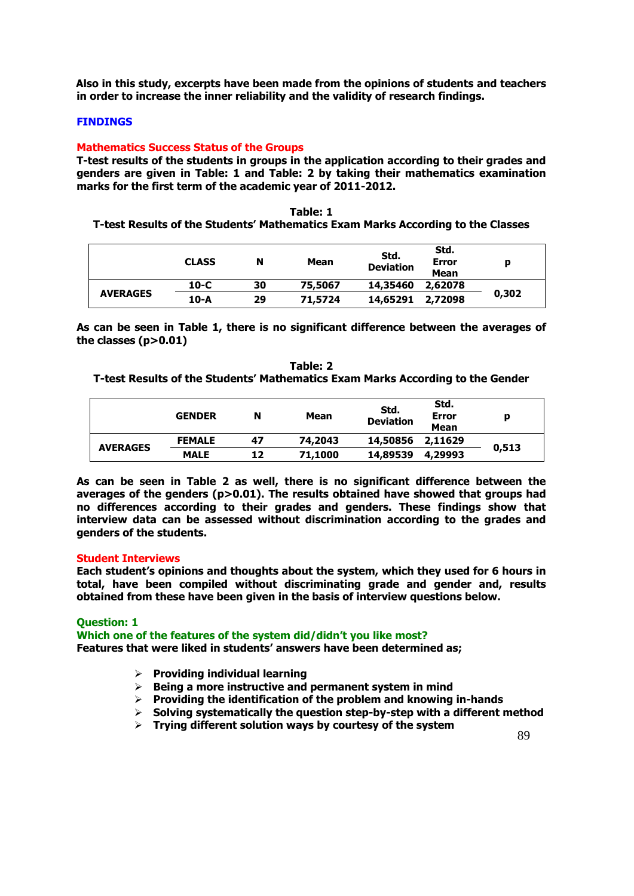**Also in this study, excerpts have been made from the opinions of students and teachers in order to increase the inner reliability and the validity of research findings.**

## FINDINGS

### Mathematics Success Status of the Groups

**T-test results of the students in groups in the application according to their grades and genders are given in Table: 1 and Table: 2 by taking their mathematics examination marks for the first term of the academic year of 2011-2012.**

**Table: 1**
**T-test Results of the Students' Mathematics Exam Marks According to the Classes**

| | CLASS | N | Mean | Std. Deviation | Std. Error Mean | p |
|---|---|---|---|---|---|---|
| AVERAGES | 10-C | 30 | 75,5067 | 14,35460 | 2,62078 | 0,302 |
| | 10-A | 29 | 71,5724 | 14,65291 | 2,72098 | |

**As can be seen in Table 1, there is no significant difference between the averages of the classes ($p>0.01$)**

**Table: 2**
**T-test Results of the Students' Mathematics Exam Marks According to the Gender**

| | GENDER | N | Mean | Std. Deviation | Std. Error Mean | p |
|---|---|---|---|---|---|---|
| AVERAGES | FEMALE | 47 | 74,2043 | 14,50856 | 2,11629 | 0,513 |
| | MALE | 12 | 71,1000 | 14,89539 | 4,29993 | |

**As can be seen in Table 2 as well, there is no significant difference between the averages of the genders ($p>0.01$). The results obtained have showed that groups had no differences according to their grades and genders. These findings show that interview data can be assessed without discrimination according to the grades and genders of the students.**

### Student Interviews

**Each student's opinions and thoughts about the system, which they used for 6 hours in total, have been compiled without discriminating grade and gender and, results obtained from these have been given in the basis of interview questions below.**

#### Question: 1
#### Which one of the features of the system did/didn't you like most?

**Features that were liked in students' answers have been determined as;**

- **Providing individual learning**
- **Being a more instructive and permanent system in mind**
- **Providing the identification of the problem and knowing in-hands**
- **Solving systematically the question step-by-step with a different method**
- **Trying different solution ways by courtesy of the system**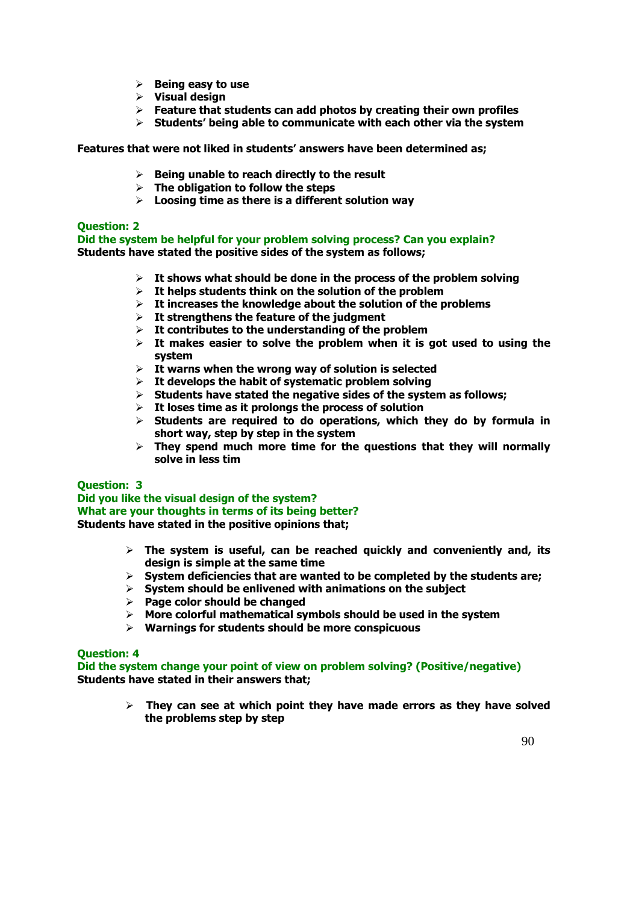- **Being easy to use**
- **Visual design**
- **Feature that students can add photos by creating their own profiles**
- **Students' being able to communicate with each other via the system**

**Features that were not liked in students' answers have been determined as;**

- **Being unable to reach directly to the result**
- **The obligation to follow the steps**
- **Loosing time as there is a different solution way**

**Question: 2**

**Did the system be helpful for your problem solving process? Can you explain?**

**Students have stated the positive sides of the system as follows;**

- **It shows what should be done in the process of the problem solving**
- **It helps students think on the solution of the problem**
- **It increases the knowledge about the solution of the problems**
- **It strengthens the feature of the judgment**
- **It contributes to the understanding of the problem**
- **It makes easier to solve the problem when it is got used to using the system**
- **It warns when the wrong way of solution is selected**
- **It develops the habit of systematic problem solving**
- **Students have stated the negative sides of the system as follows;**
- **It loses time as it prolongs the process of solution**
- **Students are required to do operations, which they do by formula in short way, step by step in the system**
- **They spend much more time for the questions that they will normally solve in less tim**

**Question: 3**

**Did you like the visual design of the system?**

**What are your thoughts in terms of its being better?**

**Students have stated in the positive opinions that;**

- **The system is useful, can be reached quickly and conveniently and, its design is simple at the same time**
- **System deficiencies that are wanted to be completed by the students are;**
- **System should be enlivened with animations on the subject**
- **Page color should be changed**
- **More colorful mathematical symbols should be used in the system**
- **Warnings for students should be more conspicuous**

**Question: 4**

**Did the system change your point of view on problem solving? (Positive/negative)**

**Students have stated in their answers that;**

- **They can see at which point they have made errors as they have solved the problems step by step**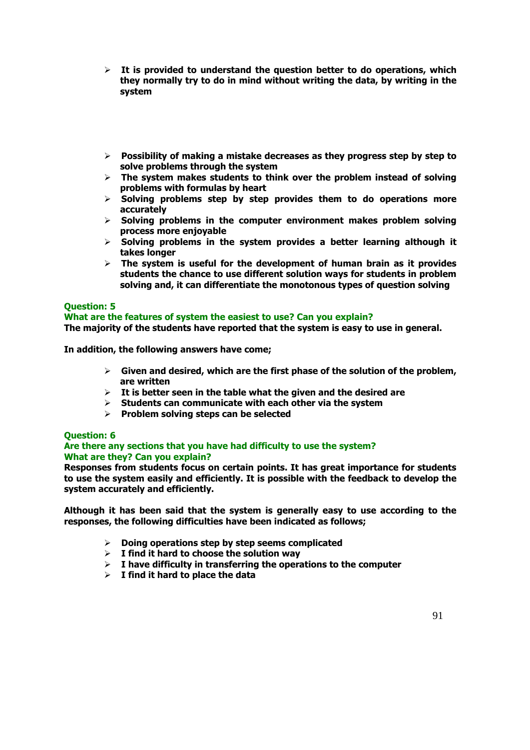- **It is provided to understand the question better to do operations, which they normally try to do in mind without writing the data, by writing in the system**

- **Possibility of making a mistake decreases as they progress step by step to solve problems through the system**
- **The system makes students to think over the problem instead of solving problems with formulas by heart**
- **Solving problems step by step provides them to do operations more accurately**
- **Solving problems in the computer environment makes problem solving process more enjoyable**
- **Solving problems in the system provides a better learning although it takes longer**
- **The system is useful for the development of human brain as it provides students the chance to use different solution ways for students in problem solving and, it can differentiate the monotonous types of question solving**

**Question: 5**
**What are the features of system the easiest to use? Can you explain?**
**The majority of the students have reported that the system is easy to use in general.**

**In addition, the following answers have come;**

- **Given and desired, which are the first phase of the solution of the problem, are written**
- **It is better seen in the table what the given and the desired are**
- **Students can communicate with each other via the system**
- **Problem solving steps can be selected**

**Question: 6**
**Are there any sections that you have had difficulty to use the system? What are they? Can you explain?**
**Responses from students focus on certain points. It has great importance for students to use the system easily and efficiently. It is possible with the feedback to develop the system accurately and efficiently.**

**Although it has been said that the system is generally easy to use according to the responses, the following difficulties have been indicated as follows;**

- **Doing operations step by step seems complicated**
- **I find it hard to choose the solution way**
- **I have difficulty in transferring the operations to the computer**
- **I find it hard to place the data**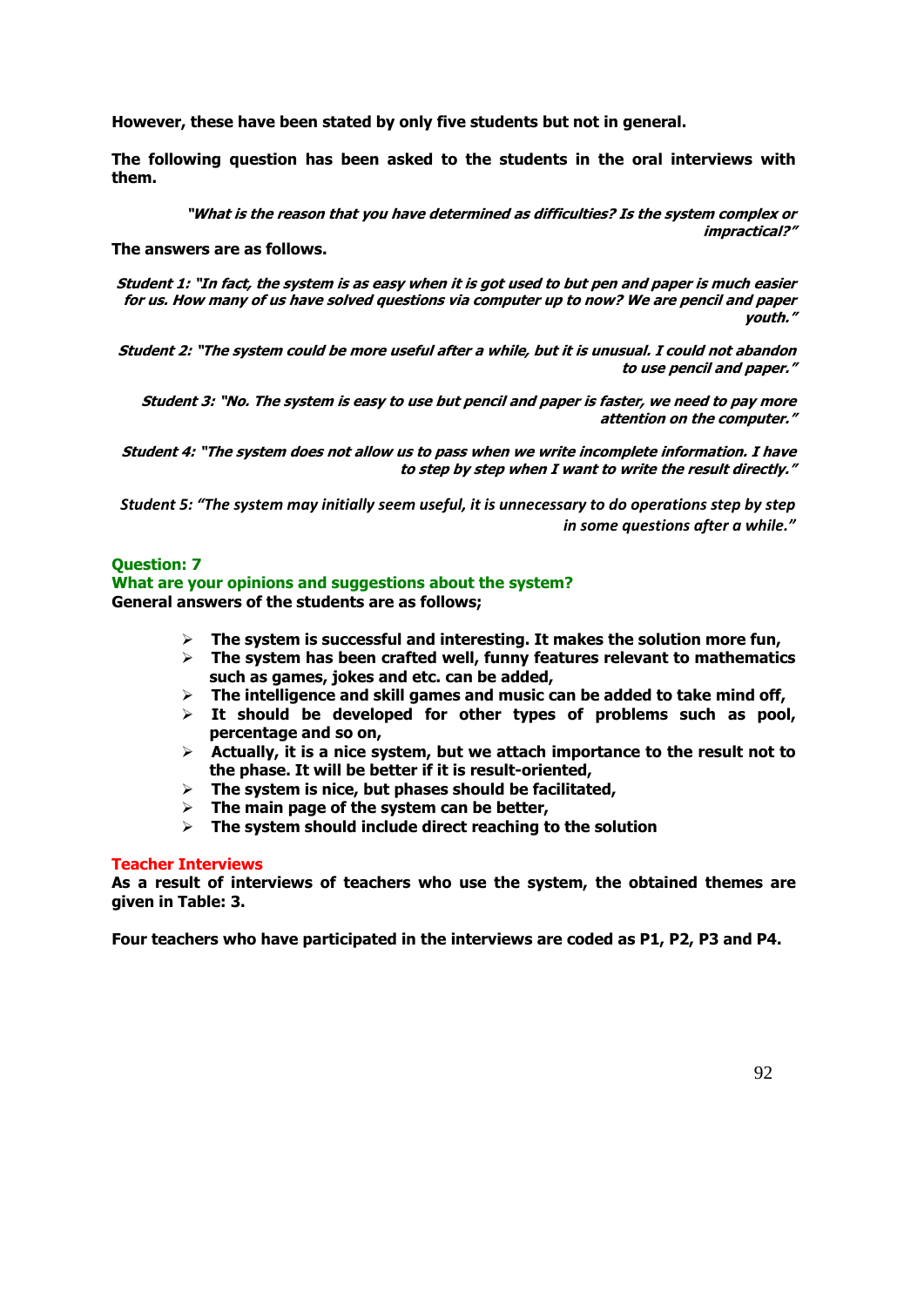**However, these have been stated by only five students but not in general.**

**The following question has been asked to the students in the oral interviews with them.**

> ***"What is the reason that you have determined as difficulties? Is the system complex or impractical?"***

**The answers are as follows.**

***Student 1: "In fact, the system is as easy when it is got used to but pen and paper is much easier for us. How many of us have solved questions via computer up to now? We are pencil and paper youth."***

***Student 2: "The system could be more useful after a while, but it is unusual. I could not abandon to use pencil and paper."***

***Student 3: "No. The system is easy to use but pencil and paper is faster, we need to pay more attention on the computer."***

***Student 4: "The system does not allow us to pass when we write incomplete information. I have to step by step when I want to write the result directly."***

*Student 5: "The system may initially seem useful, it is unnecessary to do operations step by step in some questions after a while."*

**Question: 7**
**What are your opinions and suggestions about the system?**
**General answers of the students are as follows;**

- **The system is successful and interesting. It makes the solution more fun,**
- **The system has been crafted well, funny features relevant to mathematics such as games, jokes and etc. can be added,**
- **The intelligence and skill games and music can be added to take mind off,**
- **It should be developed for other types of problems such as pool, percentage and so on,**
- **Actually, it is a nice system, but we attach importance to the result not to the phase. It will be better if it is result-oriented,**
- **The system is nice, but phases should be facilitated,**
- **The main page of the system can be better,**
- **The system should include direct reaching to the solution**

**Teacher Interviews**

**As a result of interviews of teachers who use the system, the obtained themes are given in Table: 3.**

**Four teachers who have participated in the interviews are coded as P1, P2, P3 and P4.**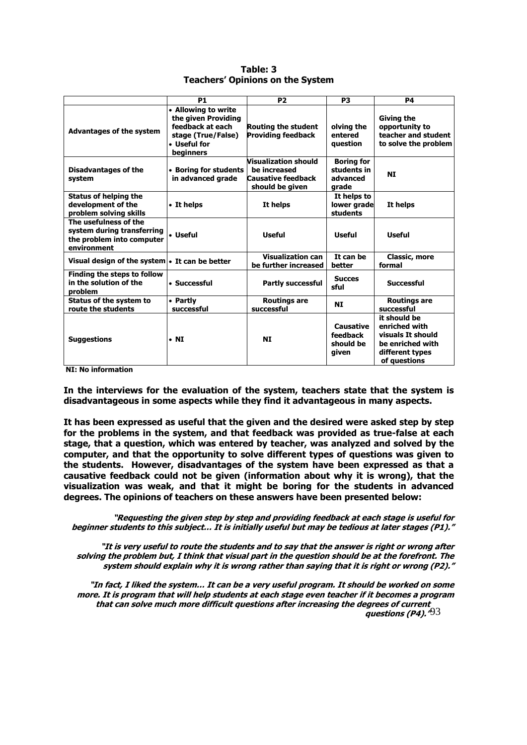**Table: 3**
**Teachers' Opinions on the System**

| | P1 | P2 | P3 | P4 |
|---|---|---|---|---|
| **Advantages of the system** | • Allowing to write the given Providing feedback at each stage (True/False) • Useful for beginners | Routing the student Providing feedback | olving the entered question | Giving the opportunity to teacher and student to solve the problem |
| **Disadvantages of the system** | • Boring for students in advanced grade | Visualization should be increased Causative feedback should be given | Boring for students in advanced grade | NI |
| **Status of helping the development of the problem solving skills** | • It helps | It helps | It helps to lower grade students | It helps |
| **The usefulness of the system during transferring the problem into computer environment** | • Useful | Useful | Useful | Useful |
| **Visual design of the system** | • It can be better | Visualization can be further increased | It can be better | Classic, more formal |
| **Finding the steps to follow in the solution of the problem** | • Successful | Partly successful | Succes sful | Successful |
| **Status of the system to route the students** | • Partly successful | Routings are successful | NI | Routings are successful |
| **Suggestions** | • NI | NI | Causative feedback should be given | it should be enriched with visuals It should be enriched with different types of questions |

**NI: No information**

**In the interviews for the evaluation of the system, teachers state that the system is disadvantageous in some aspects while they find it advantageous in many aspects.**

**It has been expressed as useful that the given and the desired were asked step by step for the problems in the system, and that feedback was provided as true-false at each stage, that a question, which was entered by teacher, was analyzed and solved by the computer, and that the opportunity to solve different types of questions was given to the students. However, disadvantages of the system have been expressed as that a causative feedback could not be given (information about why it is wrong), that the visualization was weak, and that it might be boring for the students in advanced degrees. The opinions of teachers on these answers have been presented below:**

***"Requesting the given step by step and providing feedback at each stage is useful for beginner students to this subject… It is initially useful but may be tedious at later stages (P1)."***

***"It is very useful to route the students and to say that the answer is right or wrong after solving the problem but, I think that visual part in the question should be at the forefront. The system should explain why it is wrong rather than saying that it is right or wrong (P2)."***

***"In fact, I liked the system… It can be a very useful program. It should be worked on some more. It is program that will help students at each stage even teacher if it becomes a program that can solve much more difficult questions after increasing the degrees of current questions (P4)."***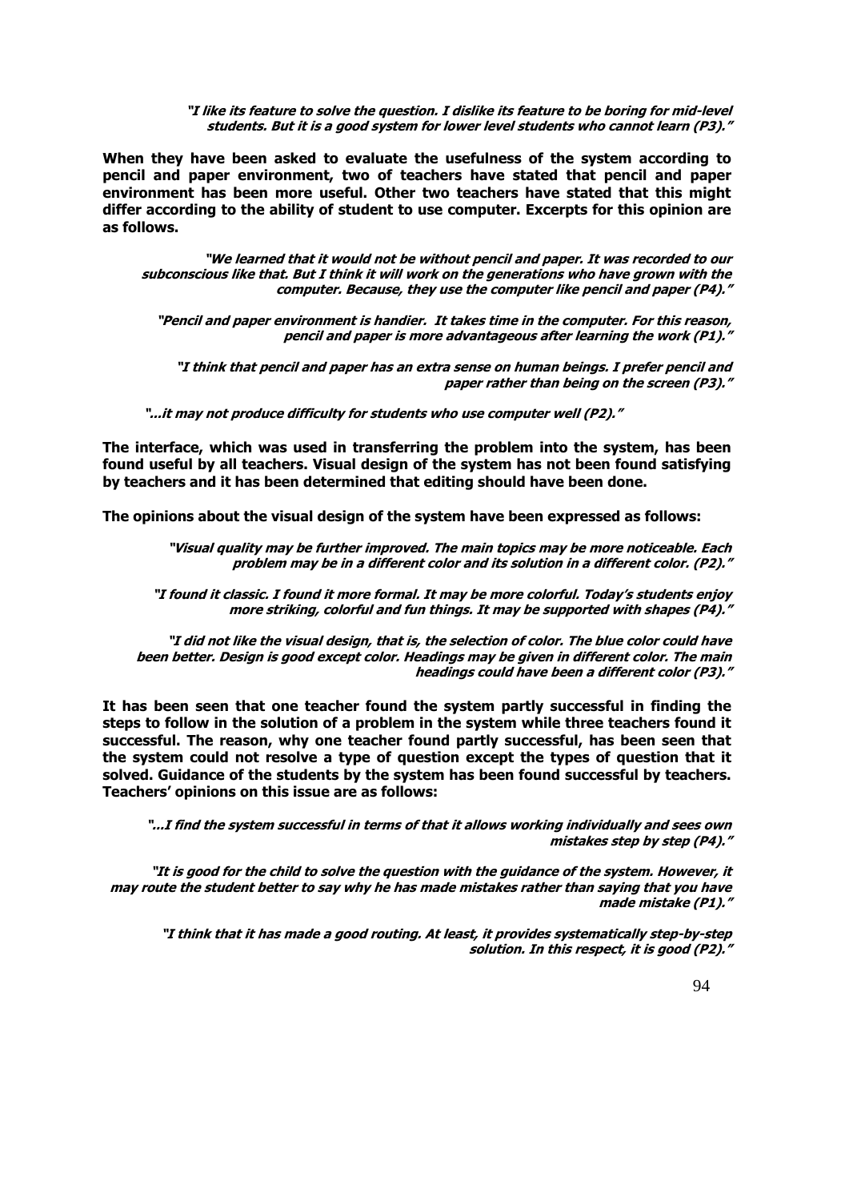> ***"I like its feature to solve the question. I dislike its feature to be boring for mid-level students. But it is a good system for lower level students who cannot learn (P3)."***

**When they have been asked to evaluate the usefulness of the system according to pencil and paper environment, two of teachers have stated that pencil and paper environment has been more useful. Other two teachers have stated that this might differ according to the ability of student to use computer. Excerpts for this opinion are as follows.**

> ***"We learned that it would not be without pencil and paper. It was recorded to our subconscious like that. But I think it will work on the generations who have grown with the computer. Because, they use the computer like pencil and paper (P4)."***
>
> ***"Pencil and paper environment is handier. It takes time in the computer. For this reason, pencil and paper is more advantageous after learning the work (P1)."***
>
> ***"I think that pencil and paper has an extra sense on human beings. I prefer pencil and paper rather than being on the screen (P3)."***
>
> ***"...it may not produce difficulty for students who use computer well (P2)."***

**The interface, which was used in transferring the problem into the system, has been found useful by all teachers. Visual design of the system has not been found satisfying by teachers and it has been determined that editing should have been done.**

**The opinions about the visual design of the system have been expressed as follows:**

> ***"Visual quality may be further improved. The main topics may be more noticeable. Each problem may be in a different color and its solution in a different color. (P2)."***
>
> ***"I found it classic. I found it more formal. It may be more colorful. Today's students enjoy more striking, colorful and fun things. It may be supported with shapes (P4)."***
>
> ***"I did not like the visual design, that is, the selection of color. The blue color could have been better. Design is good except color. Headings may be given in different color. The main headings could have been a different color (P3)."***

**It has been seen that one teacher found the system partly successful in finding the steps to follow in the solution of a problem in the system while three teachers found it successful. The reason, why one teacher found partly successful, has been seen that the system could not resolve a type of question except the types of question that it solved. Guidance of the students by the system has been found successful by teachers. Teachers' opinions on this issue are as follows:**

> ***"...I find the system successful in terms of that it allows working individually and sees own mistakes step by step (P4)."***
>
> ***"It is good for the child to solve the question with the guidance of the system. However, it may route the student better to say why he has made mistakes rather than saying that you have made mistake (P1)."***
>
> ***"I think that it has made a good routing. At least, it provides systematically step-by-step solution. In this respect, it is good (P2)."***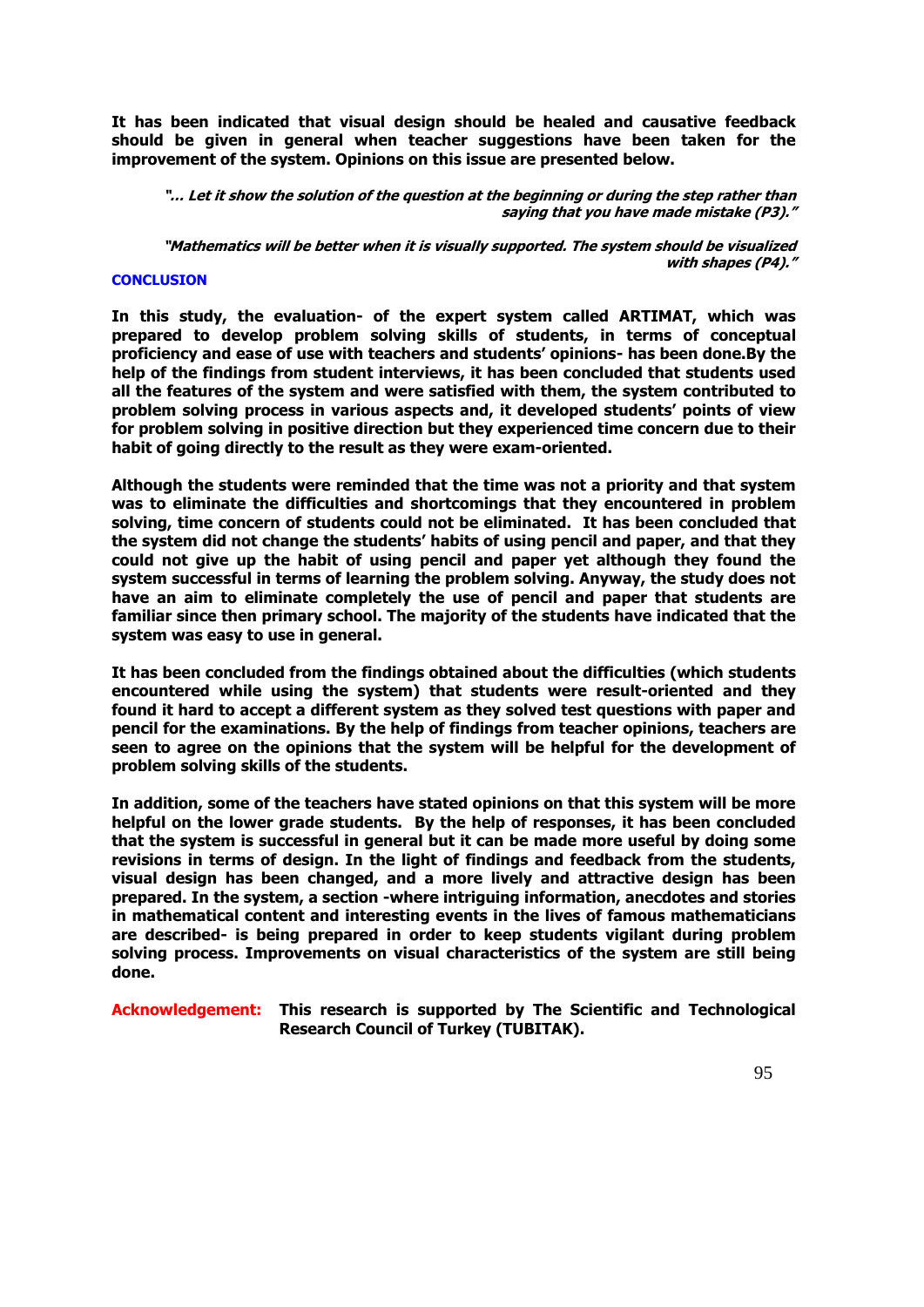**It has been indicated that visual design should be healed and causative feedback should be given in general when teacher suggestions have been taken for the improvement of the system. Opinions on this issue are presented below.**

> ***"... Let it show the solution of the question at the beginning or during the step rather than saying that you have made mistake (P3)."***

> ***"Mathematics will be better when it is visually supported. The system should be visualized with shapes (P4)."***

## CONCLUSION

**In this study, the evaluation- of the expert system called ARTIMAT, which was prepared to develop problem solving skills of students, in terms of conceptual proficiency and ease of use with teachers and students' opinions- has been done.By the help of the findings from student interviews, it has been concluded that students used all the features of the system and were satisfied with them, the system contributed to problem solving process in various aspects and, it developed students' points of view for problem solving in positive direction but they experienced time concern due to their habit of going directly to the result as they were exam-oriented.**

**Although the students were reminded that the time was not a priority and that system was to eliminate the difficulties and shortcomings that they encountered in problem solving, time concern of students could not be eliminated. It has been concluded that the system did not change the students' habits of using pencil and paper, and that they could not give up the habit of using pencil and paper yet although they found the system successful in terms of learning the problem solving. Anyway, the study does not have an aim to eliminate completely the use of pencil and paper that students are familiar since then primary school. The majority of the students have indicated that the system was easy to use in general.**

**It has been concluded from the findings obtained about the difficulties (which students encountered while using the system) that students were result-oriented and they found it hard to accept a different system as they solved test questions with paper and pencil for the examinations. By the help of findings from teacher opinions, teachers are seen to agree on the opinions that the system will be helpful for the development of problem solving skills of the students.**

**In addition, some of the teachers have stated opinions on that this system will be more helpful on the lower grade students. By the help of responses, it has been concluded that the system is successful in general but it can be made more useful by doing some revisions in terms of design. In the light of findings and feedback from the students, visual design has been changed, and a more lively and attractive design has been prepared. In the system, a section -where intriguing information, anecdotes and stories in mathematical content and interesting events in the lives of famous mathematicians are described- is being prepared in order to keep students vigilant during problem solving process. Improvements on visual characteristics of the system are still being done.**

**Acknowledgement:** **This research is supported by The Scientific and Technological Research Council of Turkey (TUBITAK).**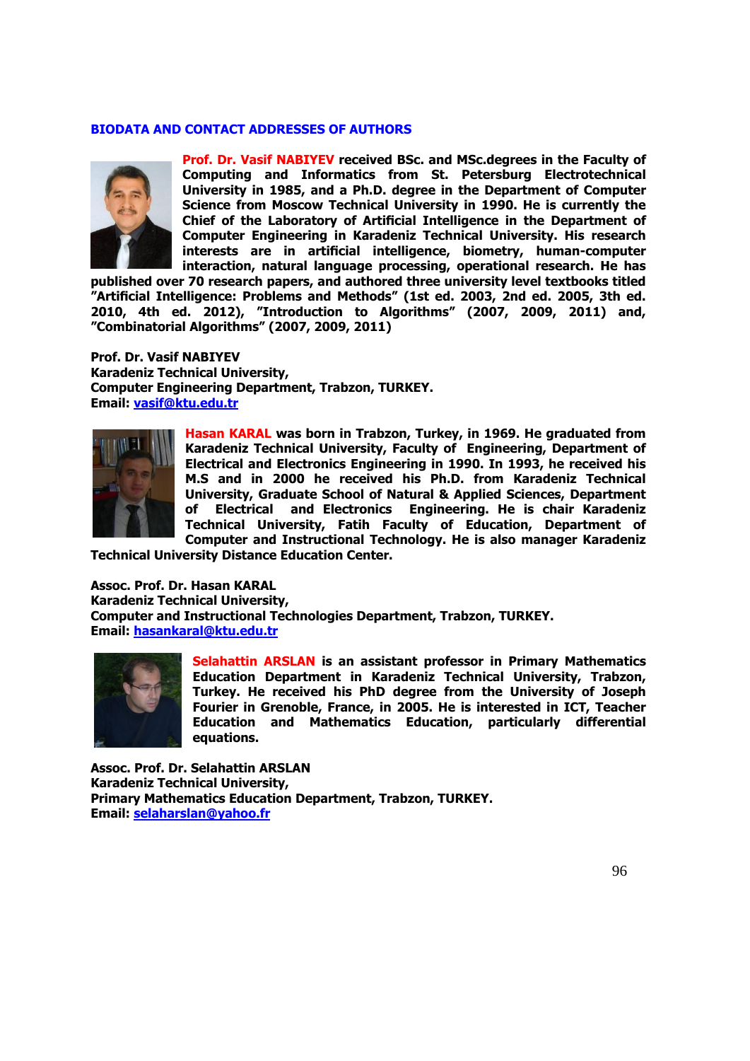## BIODATA AND CONTACT ADDRESSES OF AUTHORS

**Prof. Dr. Vasif NABIYEV received BSc. and MSc.degrees in the Faculty of Computing and Informatics from St. Petersburg Electrotechnical University in 1985, and a Ph.D. degree in the Department of Computer Science from Moscow Technical University in 1990. He is currently the Chief of the Laboratory of Artificial Intelligence in the Department of Computer Engineering in Karadeniz Technical University. His research interests are in artificial intelligence, biometry, human-computer interaction, natural language processing, operational research. He has published over 70 research papers, and authored three university level textbooks titled "Artificial Intelligence: Problems and Methods" (1st ed. 2003, 2nd ed. 2005, 3th ed. 2010, 4th ed. 2012), "Introduction to Algorithms" (2007, 2009, 2011) and, "Combinatorial Algorithms" (2007, 2009, 2011)**

**Prof. Dr. Vasif NABIYEV**
**Karadeniz Technical University,**
**Computer Engineering Department, Trabzon, TURKEY.**
**Email: vasif@ktu.edu.tr**

**Hasan KARAL was born in Trabzon, Turkey, in 1969. He graduated from Karadeniz Technical University, Faculty of Engineering, Department of Electrical and Electronics Engineering in 1990. In 1993, he received his M.S and in 2000 he received his Ph.D. from Karadeniz Technical University, Graduate School of Natural & Applied Sciences, Department of Electrical and Electronics Engineering. He is chair Karadeniz Technical University, Fatih Faculty of Education, Department of Computer and Instructional Technology. He is also manager Karadeniz Technical University Distance Education Center.**

**Assoc. Prof. Dr. Hasan KARAL**
**Karadeniz Technical University,**
**Computer and Instructional Technologies Department, Trabzon, TURKEY.**
**Email: hasankaral@ktu.edu.tr**

**Selahattin ARSLAN is an assistant professor in Primary Mathematics Education Department in Karadeniz Technical University, Trabzon, Turkey. He received his PhD degree from the University of Joseph Fourier in Grenoble, France, in 2005. He is interested in ICT, Teacher Education and Mathematics Education, particularly differential equations.**

**Assoc. Prof. Dr. Selahattin ARSLAN**
**Karadeniz Technical University,**
**Primary Mathematics Education Department, Trabzon, TURKEY.**
**Email: selaharslan@yahoo.fr**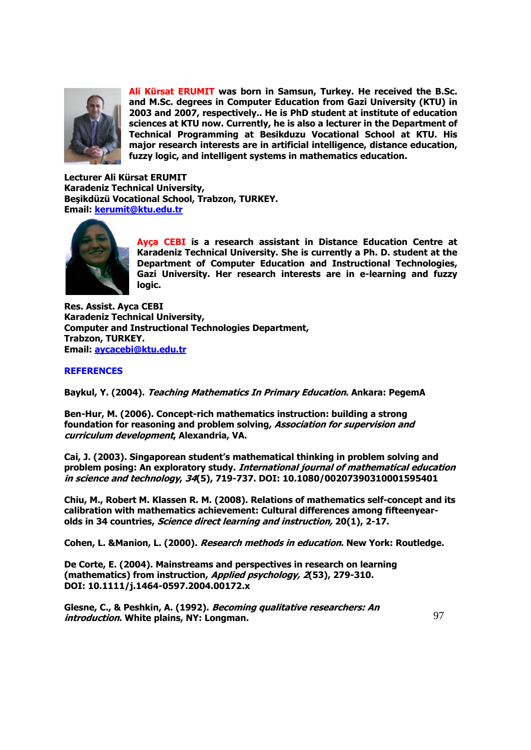**Ali Kürsat ERUMIT was born in Samsun, Turkey. He received the B.Sc. and M.Sc. degrees in Computer Education from Gazi University (KTU) in 2003 and 2007, respectively.. He is PhD student at institute of education sciences at KTU now. Currently, he is also a lecturer in the Department of Technical Programming at Besikduzu Vocational School at KTU. His major research interests are in artificial intelligence, distance education, fuzzy logic, and intelligent systems in mathematics education.**

**Lecturer Ali Kürsat ERUMIT**
**Karadeniz Technical University,**
**Beşikdüzü Vocational School, Trabzon, TURKEY.**
**Email: kerumit@ktu.edu.tr**

**Ayça CEBI is a research assistant in Distance Education Centre at Karadeniz Technical University. She is currently a Ph. D. student at the Department of Computer Education and Instructional Technologies, Gazi University. Her research interests are in e-learning and fuzzy logic.**

**Res. Assist. Ayca CEBI**
**Karadeniz Technical University,**
**Computer and Instructional Technologies Department,**
**Trabzon, TURKEY.**
**Email: aycacebi@ktu.edu.tr**

## REFERENCES

Baykul, Y. (2004). *Teaching Mathematics In Primary Education*. Ankara: PegemA

Ben-Hur, M. (2006). Concept-rich mathematics instruction: building a strong foundation for reasoning and problem solving, *Association for supervision and curriculum development*, Alexandria, VA.

Cai, J. (2003). Singaporean student's mathematical thinking in problem solving and problem posing: An exploratory study. *International journal of mathematical education in science and technology*, *34*(5), 719-737. DOI: 10.1080/00207390310001595401

Chiu, M., Robert M. Klassen R. M. (2008). Relations of mathematics self-concept and its calibration with mathematics achievement: Cultural differences among fifteenyear-olds in 34 countries, *Science direct learning and instruction,* 20(1), 2-17.

Cohen, L. &Manion, L. (2000). *Research methods in education*. New York: Routledge.

De Corte, E. (2004). Mainstreams and perspectives in research on learning (mathematics) from instruction, *Applied psychology, 2*(53), 279-310. DOI: 10.1111/j.1464-0597.2004.00172.x

Glesne, C., & Peshkin, A. (1992). *Becoming qualitative researchers: An introduction*. White plains, NY: Longman.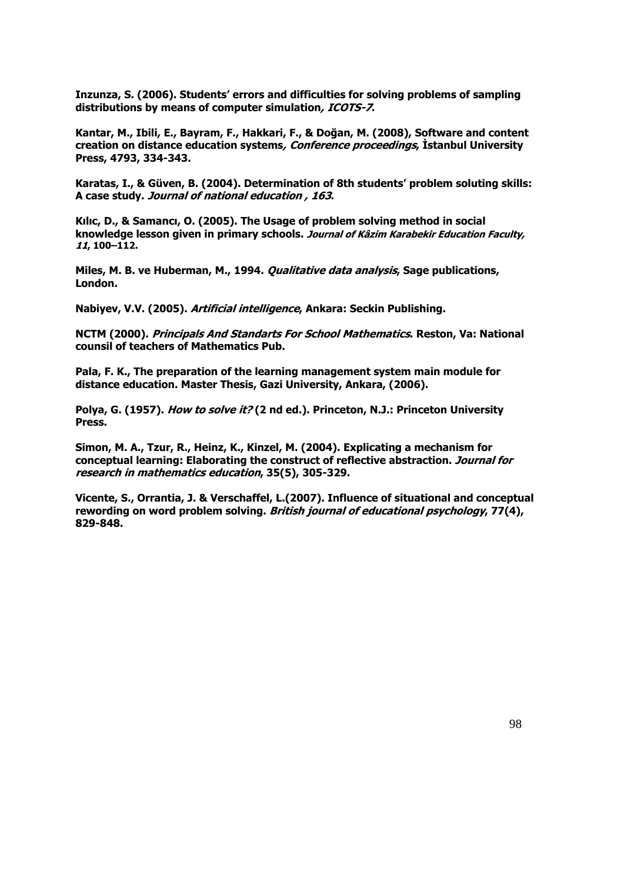**Inzunza, S. (2006). Students' errors and difficulties for solving problems of sampling distributions by means of computer simulation*, ICOTS-7*.**

**Kantar, M., Ibili, E., Bayram, F., Hakkari, F., & Doğan, M. (2008), Software and content creation on distance education systems*, Conference proceedings*, İstanbul University Press, 4793, 334-343.**

**Karatas, I., & Güven, B. (2004). Determination of 8th students' problem soluting skills: A case study. *Journal of national education , 163*.**

**Kılıc, D., & Samancı, O. (2005). The Usage of problem solving method in social knowledge lesson given in primary schools. *Journal of Kâzim Karabekir Education Faculty, 11*, 100–112.**

**Miles, M. B. ve Huberman, M., 1994. *Qualitative data analysis*, Sage publications, London.**

**Nabiyev, V.V. (2005). *Artificial intelligence*, Ankara: Seckin Publishing.**

**NCTM (2000). *Principals And Standarts For School Mathematics*. Reston, Va: National counsil of teachers of Mathematics Pub.**

**Pala, F. K., The preparation of the learning management system main module for distance education. Master Thesis, Gazi University, Ankara, (2006).**

**Polya, G. (1957). *How to solve it?* (2 nd ed.). Princeton, N.J.: Princeton University Press.**

**Simon, M. A., Tzur, R., Heinz, K., Kinzel, M. (2004). Explicating a mechanism for conceptual learning: Elaborating the construct of reflective abstraction. *Journal for research in mathematics education*, 35(5), 305-329.**

**Vicente, S., Orrantia, J. & Verschaffel, L.(2007). Influence of situational and conceptual rewording on word problem solving. *British journal of educational psychology*, 77(4), 829-848.**